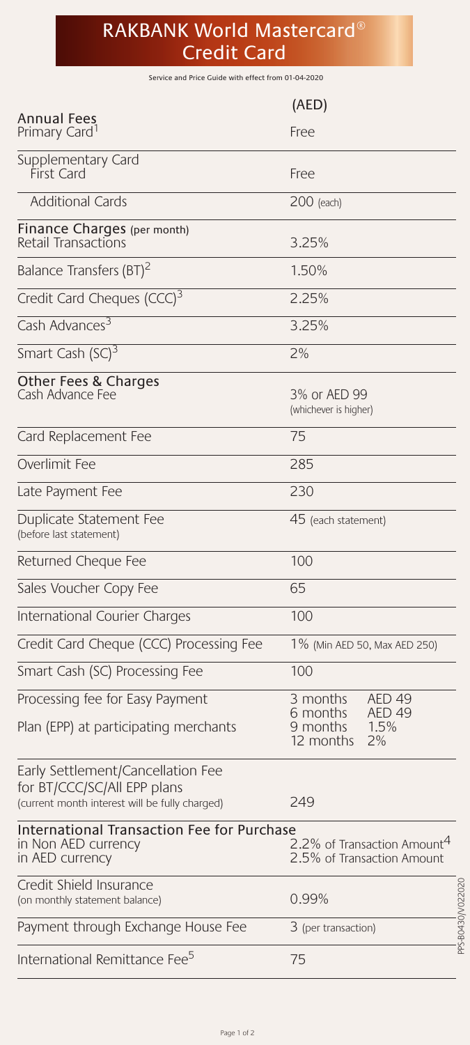# RAKBANK World Mastercard® Credit Card

Service and Price Guide with effect from 01-04-2020

| | (AED) |
|---|---|
| **Annual Fees** | |
| Primary Card[1] | Free |
| Supplementary Card | |
| First Card | Free |
| Additional Cards | 200 (each) |
| **Finance Charges** (per month) | |
| Retail Transactions | 3.25% |
| Balance Transfers (BT)[2] | 1.50% |
| Credit Card Cheques (CCC)[3] | 2.25% |
| Cash Advances[3] | 3.25% |
| Smart Cash (SC)[3] | 2% |
| **Other Fees & Charges** | |
| Cash Advance Fee | 3% or AED 99 (whichever is higher) |
| Card Replacement Fee | 75 |
| Overlimit Fee | 285 |
| Late Payment Fee | 230 |
| Duplicate Statement Fee (before last statement) | 45 (each statement) |
| Returned Cheque Fee | 100 |
| Sales Voucher Copy Fee | 65 |
| International Courier Charges | 100 |
| Credit Card Cheque (CCC) Processing Fee | 1% (Min AED 50, Max AED 250) |
| Smart Cash (SC) Processing Fee | 100 |
| Processing fee for Easy Payment Plan (EPP) at participating merchants | 3 months AED 49<br>6 months AED 49<br>9 months 1.5%<br>12 months 2% |
| Early Settlement/Cancellation Fee for BT/CCC/SC/All EPP plans (current month interest will be fully charged) | 249 |
| **International Transaction Fee for Purchase** | |
| in Non AED currency | 2.2% of Transaction Amount[4] |
| in AED currency | 2.5% of Transaction Amount |
| Credit Shield Insurance (on monthly statement balance) | 0.99% |
| Payment through Exchange House Fee | 3 (per transaction) |
| International Remittance Fee[5] | 75 |

PPS-B0430/V022020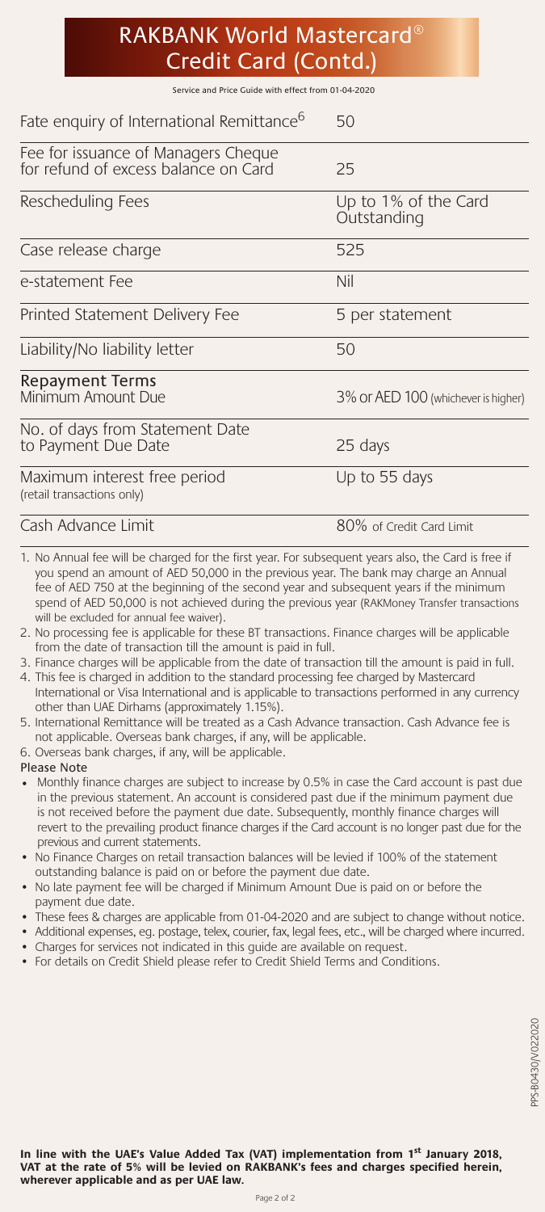# RAKBANK World Mastercard® Credit Card (Contd.)

Service and Price Guide with effect from 01-04-2020

| | |
|---|---|
| Fate enquiry of International Remittance[6] | 50 |
| Fee for issuance of Managers Cheque for refund of excess balance on Card | 25 |
| Rescheduling Fees | Up to 1% of the Card Outstanding |
| Case release charge | 525 |
| e-statement Fee | Nil |
| Printed Statement Delivery Fee | 5 per statement |
| Liability/No liability letter | 50 |
| **Repayment Terms** Minimum Amount Due | 3% or AED 100 (whichever is higher) |
| No. of days from Statement Date to Payment Due Date | 25 days |
| Maximum interest free period (retail transactions only) | Up to 55 days |
| Cash Advance Limit | 80% of Credit Card Limit |

1. No Annual fee will be charged for the first year. For subsequent years also, the Card is free if you spend an amount of AED 50,000 in the previous year. The bank may charge an Annual fee of AED 750 at the beginning of the second year and subsequent years if the minimum spend of AED 50,000 is not achieved during the previous year (RAKMoney Transfer transactions will be excluded for annual fee waiver).
2. No processing fee is applicable for these BT transactions. Finance charges will be applicable from the date of transaction till the amount is paid in full.
3. Finance charges will be applicable from the date of transaction till the amount is paid in full.
4. This fee is charged in addition to the standard processing fee charged by Mastercard International or Visa International and is applicable to transactions performed in any currency other than UAE Dirhams (approximately 1.15%).
5. International Remittance will be treated as a Cash Advance transaction. Cash Advance fee is not applicable. Overseas bank charges, if any, will be applicable.
6. Overseas bank charges, if any, will be applicable.

**Please Note**

- Monthly finance charges are subject to increase by 0.5% in case the Card account is past due in the previous statement. An account is considered past due if the minimum payment due is not received before the payment due date. Subsequently, monthly finance charges will revert to the prevailing product finance charges if the Card account is no longer past due for the previous and current statements.
- No Finance Charges on retail transaction balances will be levied if 100% of the statement outstanding balance is paid on or before the payment due date.
- No late payment fee will be charged if Minimum Amount Due is paid on or before the payment due date.
- These fees & charges are applicable from 01-04-2020 and are subject to change without notice.
- Additional expenses, eg. postage, telex, courier, fax, legal fees, etc., will be charged where incurred.
- Charges for services not indicated in this guide are available on request.
- For details on Credit Shield please refer to Credit Shield Terms and Conditions.

PPS-B0430/V022020

**In line with the UAE's Value Added Tax (VAT) implementation from 1st January 2018, VAT at the rate of 5% will be levied on RAKBANK's fees and charges specified herein, wherever applicable and as per UAE law.**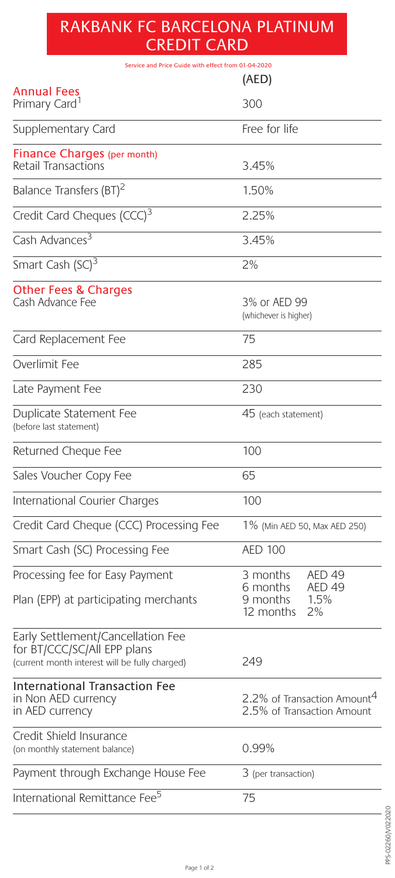# RAKBANK FC BARCELONA PLATINUM CREDIT CARD

Service and Price Guide with effect from 01-04-2020

| | (AED) |
|---|---|
| **Annual Fees** | |
| Primary Card[1] | 300 |
| Supplementary Card | Free for life |
| **Finance Charges (per month)** | |
| Retail Transactions | 3.45% |
| Balance Transfers (BT)[2] | 1.50% |
| Credit Card Cheques (CCC)[3] | 2.25% |
| Cash Advances[3] | 3.45% |
| Smart Cash (SC)[3] | 2% |
| **Other Fees & Charges** | |
| Cash Advance Fee | 3% or AED 99 (whichever is higher) |
| Card Replacement Fee | 75 |
| Overlimit Fee | 285 |
| Late Payment Fee | 230 |
| Duplicate Statement Fee (before last statement) | 45 (each statement) |
| Returned Cheque Fee | 100 |
| Sales Voucher Copy Fee | 65 |
| International Courier Charges | 100 |
| Credit Card Cheque (CCC) Processing Fee | 1% (Min AED 50, Max AED 250) |
| Smart Cash (SC) Processing Fee | AED 100 |
| Processing fee for Easy Payment Plan (EPP) at participating merchants | 3 months AED 49<br>6 months AED 49<br>9 months 1.5%<br>12 months 2% |
| Early Settlement/Cancellation Fee for BT/CCC/SC/All EPP plans (current month interest will be fully charged) | 249 |
| International Transaction Fee<br>in Non AED currency<br>in AED currency | <br>2.2% of Transaction Amount[4]<br>2.5% of Transaction Amount |
| Credit Shield Insurance (on monthly statement balance) | 0.99% |
| Payment through Exchange House Fee | 3 (per transaction) |
| International Remittance Fee[5] | 75 |

PPS-02260/V02020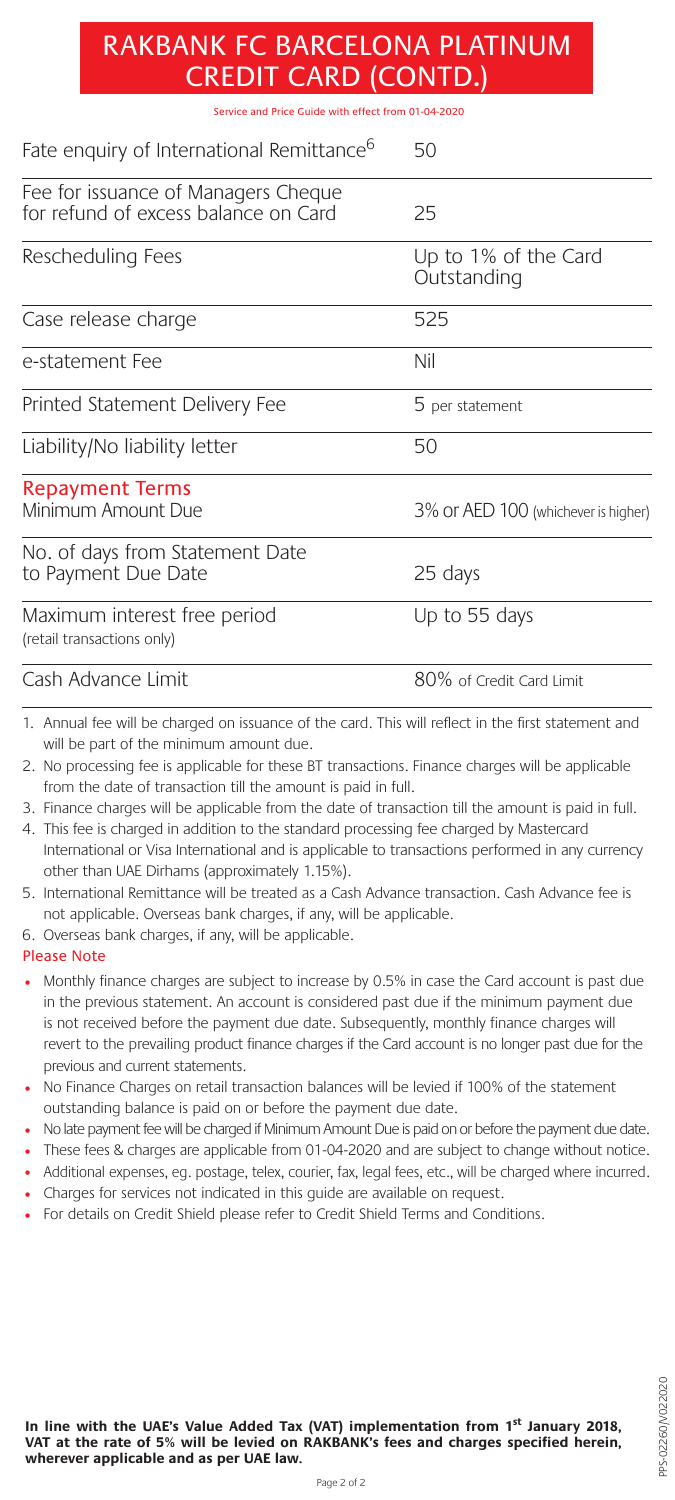# RAKBANK FC BARCELONA PLATINUM CREDIT CARD (CONTD.)

Service and Price Guide with effect from 01-04-2020

| | |
|---|---|
| Fate enquiry of International Remittance[6] | 50 |
| Fee for issuance of Managers Cheque for refund of excess balance on Card | 25 |
| Rescheduling Fees | Up to 1% of the Card Outstanding |
| Case release charge | 525 |
| e-statement Fee | Nil |
| Printed Statement Delivery Fee | 5 per statement |
| Liability/No liability letter | 50 |
| **Repayment Terms** Minimum Amount Due | 3% or AED 100 (whichever is higher) |
| No. of days from Statement Date to Payment Due Date | 25 days |
| Maximum interest free period (retail transactions only) | Up to 55 days |
| Cash Advance Limit | 80% of Credit Card Limit |

1. Annual fee will be charged on issuance of the card. This will reflect in the first statement and will be part of the minimum amount due.
2. No processing fee is applicable for these BT transactions. Finance charges will be applicable from the date of transaction till the amount is paid in full.
3. Finance charges will be applicable from the date of transaction till the amount is paid in full.
4. This fee is charged in addition to the standard processing fee charged by Mastercard International or Visa International and is applicable to transactions performed in any currency other than UAE Dirhams (approximately 1.15%).
5. International Remittance will be treated as a Cash Advance transaction. Cash Advance fee is not applicable. Overseas bank charges, if any, will be applicable.
6. Overseas bank charges, if any, will be applicable.

**Please Note**

- Monthly finance charges are subject to increase by 0.5% in case the Card account is past due in the previous statement. An account is considered past due if the minimum payment due is not received before the payment due date. Subsequently, monthly finance charges will revert to the prevailing product finance charges if the Card account is no longer past due for the previous and current statements.
- No Finance Charges on retail transaction balances will be levied if 100% of the statement outstanding balance is paid on or before the payment due date.
- No late payment fee will be charged if Minimum Amount Due is paid on or before the payment due date.
- These fees & charges are applicable from 01-04-2020 and are subject to change without notice.
- Additional expenses, eg. postage, telex, courier, fax, legal fees, etc., will be charged where incurred.
- Charges for services not indicated in this guide are available on request.
- For details on Credit Shield please refer to Credit Shield Terms and Conditions.

**In line with the UAE's Value Added Tax (VAT) implementation from 1st January 2018, VAT at the rate of 5% will be levied on RAKBANK's fees and charges specified herein, wherever applicable and as per UAE law.**

PPS-02260/V022020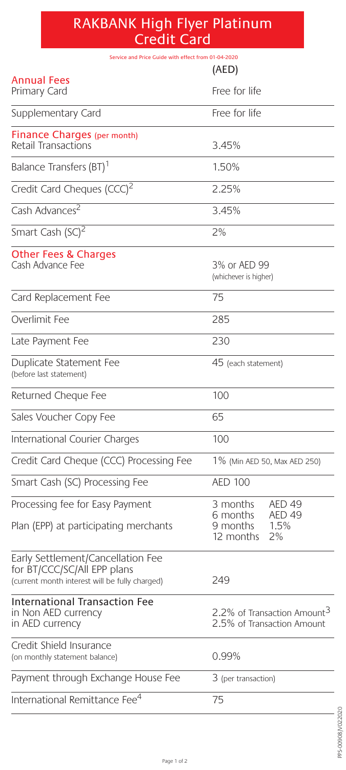# RAKBANK High Flyer Platinum Credit Card

Service and Price Guide with effect from 01-04-2020

| | (AED) |
|---|---|
| **Annual Fees** | |
| Primary Card | Free for life |
| Supplementary Card | Free for life |
| **Finance Charges** (per month) | |
| Retail Transactions | 3.45% |
| Balance Transfers (BT)[1] | 1.50% |
| Credit Card Cheques (CCC)[2] | 2.25% |
| Cash Advances[2] | 3.45% |
| Smart Cash (SC)[2] | 2% |
| **Other Fees & Charges** | |
| Cash Advance Fee | 3% or AED 99 (whichever is higher) |
| Card Replacement Fee | 75 |
| Overlimit Fee | 285 |
| Late Payment Fee | 230 |
| Duplicate Statement Fee (before last statement) | 45 (each statement) |
| Returned Cheque Fee | 100 |
| Sales Voucher Copy Fee | 65 |
| International Courier Charges | 100 |
| Credit Card Cheque (CCC) Processing Fee | 1% (Min AED 50, Max AED 250) |
| Smart Cash (SC) Processing Fee | AED 100 |
| Processing fee for Easy Payment Plan (EPP) at participating merchants | 3 months AED 49<br>6 months AED 49<br>9 months 1.5%<br>12 months 2% |
| Early Settlement/Cancellation Fee for BT/CCC/SC/All EPP plans (current month interest will be fully charged) | 249 |
| International Transaction Fee<br>in Non AED currency<br>in AED currency | <br>2.2% of Transaction Amount[3]<br>2.5% of Transaction Amount |
| Credit Shield Insurance (on monthly statement balance) | 0.99% |
| Payment through Exchange House Fee | 3 (per transaction) |
| International Remittance Fee[4] | 75 |

PPS-00908/V022020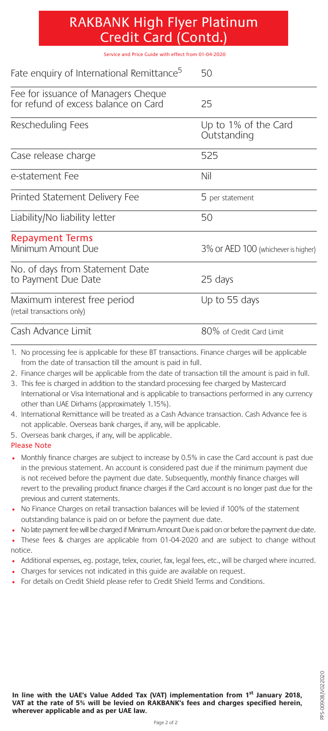# RAKBANK High Flyer Platinum Credit Card (Contd.)

Service and Price Guide with effect from 01-04-2020

| | |
|---|---|
| Fate enquiry of International Remittance[5] | 50 |
| Fee for issuance of Managers Cheque for refund of excess balance on Card | 25 |
| Rescheduling Fees | Up to 1% of the Card Outstanding |
| Case release charge | 525 |
| e-statement Fee | Nil |
| Printed Statement Delivery Fee | 5 per statement |
| Liability/No liability letter | 50 |
| **Repayment Terms** Minimum Amount Due | 3% or AED 100 (whichever is higher) |
| No. of days from Statement Date to Payment Due Date | 25 days |
| Maximum interest free period (retail transactions only) | Up to 55 days |
| Cash Advance Limit | 80% of Credit Card Limit |

1. No processing fee is applicable for these BT transactions. Finance charges will be applicable from the date of transaction till the amount is paid in full.
2. Finance charges will be applicable from the date of transaction till the amount is paid in full.
3. This fee is charged in addition to the standard processing fee charged by Mastercard International or Visa International and is applicable to transactions performed in any currency other than UAE Dirhams (approximately 1.15%).
4. International Remittance will be treated as a Cash Advance transaction. Cash Advance fee is not applicable. Overseas bank charges, if any, will be applicable.
5. Overseas bank charges, if any, will be applicable.

**Please Note**

- Monthly finance charges are subject to increase by 0.5% in case the Card account is past due in the previous statement. An account is considered past due if the minimum payment due is not received before the payment due date. Subsequently, monthly finance charges will revert to the prevailing product finance charges if the Card account is no longer past due for the previous and current statements.
- No Finance Charges on retail transaction balances will be levied if 100% of the statement outstanding balance is paid on or before the payment due date.
- No late payment fee will be charged if Minimum Amount Due is paid on or before the payment due date.
- These fees & charges are applicable from 01-04-2020 and are subject to change without notice.
- Additional expenses, eg. postage, telex, courier, fax, legal fees, etc., will be charged where incurred.
- Charges for services not indicated in this guide are available on request.
- For details on Credit Shield please refer to Credit Shield Terms and Conditions.

**In line with the UAE's Value Added Tax (VAT) implementation from 1st January 2018, VAT at the rate of 5% will be levied on RAKBANK's fees and charges specified herein, wherever applicable and as per UAE law.**

PPS-00908/V02020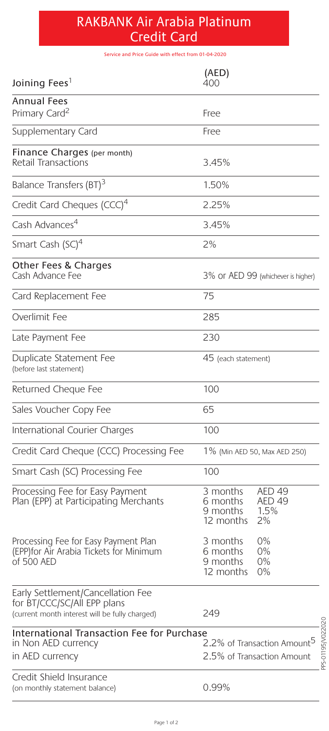# RAKBANK Air Arabia Platinum Credit Card

Service and Price Guide with effect from 01-04-2020

| | (AED) |
|---|---|
| Joining Fees[1] | 400 |
| **Annual Fees** | |
| Primary Card[2] | Free |
| Supplementary Card | Free |
| **Finance Charges** (per month) | |
| Retail Transactions | 3.45% |
| Balance Transfers (BT)[3] | 1.50% |
| Credit Card Cheques (CCC)[4] | 2.25% |
| Cash Advances[4] | 3.45% |
| Smart Cash (SC)[4] | 2% |
| **Other Fees & Charges** | |
| Cash Advance Fee | 3% or AED 99 (whichever is higher) |
| Card Replacement Fee | 75 |
| Overlimit Fee | 285 |
| Late Payment Fee | 230 |
| Duplicate Statement Fee (before last statement) | 45 (each statement) |
| Returned Cheque Fee | 100 |
| Sales Voucher Copy Fee | 65 |
| International Courier Charges | 100 |
| Credit Card Cheque (CCC) Processing Fee | 1% (Min AED 50, Max AED 250) |
| Smart Cash (SC) Processing Fee | 100 |
| Processing Fee for Easy Payment Plan (EPP) at Participating Merchants | 3 months AED 49<br>6 months AED 49<br>9 months 1.5%<br>12 months 2% |
| Processing Fee for Easy Payment Plan (EPP)for Air Arabia Tickets for Minimum of 500 AED | 3 months 0%<br>6 months 0%<br>9 months 0%<br>12 months 0% |
| Early Settlement/Cancellation Fee for BT/CCC/SC/All EPP plans (current month interest will be fully charged) | 249 |
| **International Transaction Fee for Purchase** | |
| in Non AED currency | 2.2% of Transaction Amount[5] |
| in AED currency | 2.5% of Transaction Amount |
| Credit Shield Insurance (on monthly statement balance) | 0.99% |

PPS-01195/V022020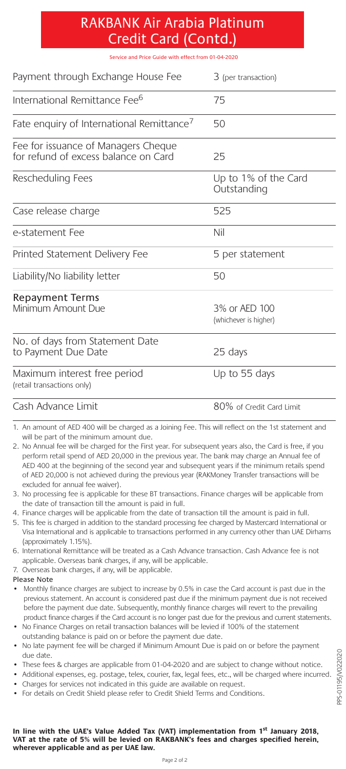# RAKBANK Air Arabia Platinum Credit Card (Contd.)

Service and Price Guide with effect from 01-04-2020

| | |
|---|---|
| Payment through Exchange House Fee | 3 (per transaction) |
| International Remittance Fee[6] | 75 |
| Fate enquiry of International Remittance[7] | 50 |
| Fee for issuance of Managers Cheque for refund of excess balance on Card | 25 |
| Rescheduling Fees | Up to 1% of the Card Outstanding |
| Case release charge | 525 |
| e-statement Fee | Nil |
| Printed Statement Delivery Fee | 5 per statement |
| Liability/No liability letter | 50 |
| **Repayment Terms**<br>Minimum Amount Due | 3% or AED 100 (whichever is higher) |
| No. of days from Statement Date to Payment Due Date | 25 days |
| Maximum interest free period (retail transactions only) | Up to 55 days |
| Cash Advance Limit | 80% of Credit Card Limit |

1. An amount of AED 400 will be charged as a Joining Fee. This will reflect on the 1st statement and will be part of the minimum amount due.
2. No Annual fee will be charged for the First year. For subsequent years also, the Card is free, if you perform retail spend of AED 20,000 in the previous year. The bank may charge an Annual fee of AED 400 at the beginning of the second year and subsequent years if the minimum retails spend of AED 20,000 is not achieved during the previous year (RAKMoney Transfer transactions will be excluded for annual fee waiver).
3. No processing fee is applicable for these BT transactions. Finance charges will be applicable from the date of transaction till the amount is paid in full.
4. Finance charges will be applicable from the date of transaction till the amount is paid in full.
5. This fee is charged in addition to the standard processing fee charged by Mastercard International or Visa International and is applicable to transactions performed in any currency other than UAE Dirhams (approximately 1.15%).
6. International Remittance will be treated as a Cash Advance transaction. Cash Advance fee is not applicable. Overseas bank charges, if any, will be applicable.
7. Overseas bank charges, if any, will be applicable.

Please Note

- Monthly finance charges are subject to increase by 0.5% in case the Card account is past due in the previous statement. An account is considered past due if the minimum payment due is not received before the payment due date. Subsequently, monthly finance charges will revert to the prevailing product finance charges if the Card account is no longer past due for the previous and current statements.
- No Finance Charges on retail transaction balances will be levied if 100% of the statement outstanding balance is paid on or before the payment due date.
- No late payment fee will be charged if Minimum Amount Due is paid on or before the payment due date.
- These fees & charges are applicable from 01-04-2020 and are subject to change without notice.
- Additional expenses, eg. postage, telex, courier, fax, legal fees, etc., will be charged where incurred.
- Charges for services not indicated in this guide are available on request.
- For details on Credit Shield please refer to Credit Shield Terms and Conditions.

PPS-01195/V022020

**In line with the UAE's Value Added Tax (VAT) implementation from 1st January 2018, VAT at the rate of 5% will be levied on RAKBANK's fees and charges specified herein, wherever applicable and as per UAE law.**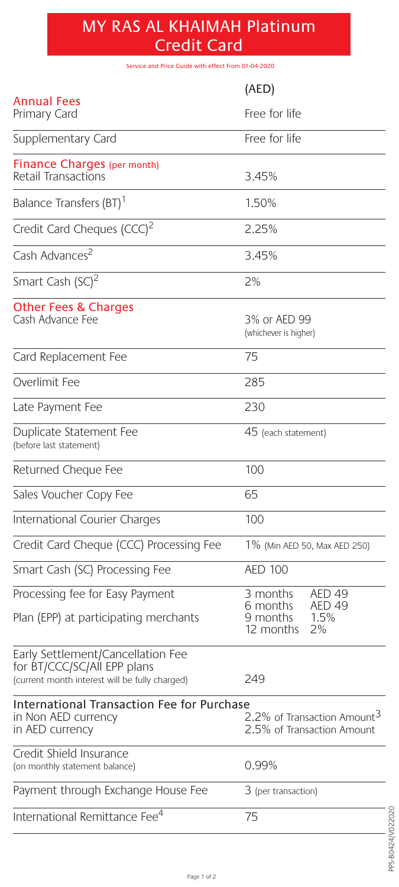# MY RAS AL KHAIMAH Platinum Credit Card

Service and Price Guide with effect from 01-04-2020

| | (AED) |
|---|---|
| **Annual Fees** | |
| Primary Card | Free for life |
| Supplementary Card | Free for life |
| **Finance Charges** (per month) | |
| Retail Transactions | 3.45% |
| Balance Transfers (BT)[1] | 1.50% |
| Credit Card Cheques (CCC)[2] | 2.25% |
| Cash Advances[2] | 3.45% |
| Smart Cash (SC)[2] | 2% |
| **Other Fees & Charges** | |
| Cash Advance Fee | 3% or AED 99 (whichever is higher) |
| Card Replacement Fee | 75 |
| Overlimit Fee | 285 |
| Late Payment Fee | 230 |
| Duplicate Statement Fee (before last statement) | 45 (each statement) |
| Returned Cheque Fee | 100 |
| Sales Voucher Copy Fee | 65 |
| International Courier Charges | 100 |
| Credit Card Cheque (CCC) Processing Fee | 1% (Min AED 50, Max AED 250) |
| Smart Cash (SC) Processing Fee | AED 100 |
| Processing fee for Easy Payment Plan (EPP) at participating merchants | 3 months AED 49<br>6 months AED 49<br>9 months 1.5%<br>12 months 2% |
| Early Settlement/Cancellation Fee for BT/CCC/SC/All EPP plans (current month interest will be fully charged) | 249 |
| International Transaction Fee for Purchase | |
| in Non AED currency | 2.2% of Transaction Amount[3] |
| in AED currency | 2.5% of Transaction Amount |
| Credit Shield Insurance (on monthly statement balance) | 0.99% |
| Payment through Exchange House Fee | 3 (per transaction) |
| International Remittance Fee[4] | 75 |

PPS-B0424/V022020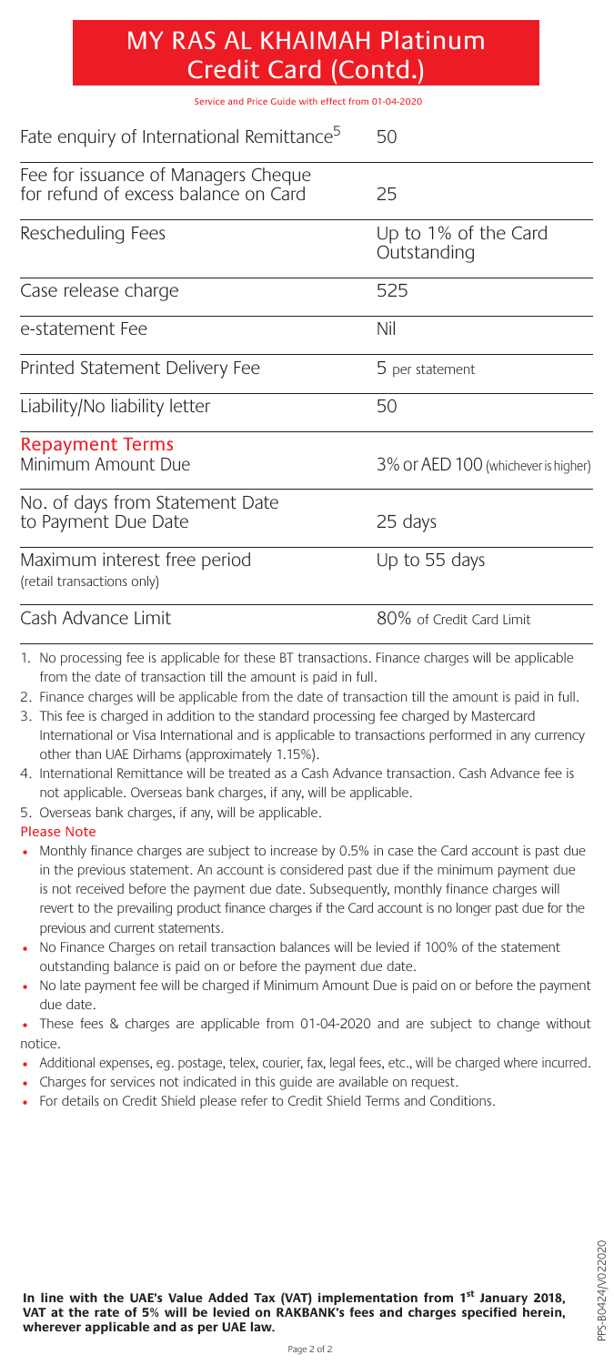# MY RAS AL KHAIMAH Platinum Credit Card (Contd.)

Service and Price Guide with effect from 01-04-2020

| | |
|---|---|
| Fate enquiry of International Remittance[5] | 50 |
| Fee for issuance of Managers Cheque for refund of excess balance on Card | 25 |
| Rescheduling Fees | Up to 1% of the Card Outstanding |
| Case release charge | 525 |
| e-statement Fee | Nil |
| Printed Statement Delivery Fee | 5 per statement |
| Liability/No liability letter | 50 |
| **Repayment Terms** Minimum Amount Due | 3% or AED 100 (whichever is higher) |
| No. of days from Statement Date to Payment Due Date | 25 days |
| Maximum interest free period (retail transactions only) | Up to 55 days |
| Cash Advance Limit | 80% of Credit Card Limit |

1. No processing fee is applicable for these BT transactions. Finance charges will be applicable from the date of transaction till the amount is paid in full.
2. Finance charges will be applicable from the date of transaction till the amount is paid in full.
3. This fee is charged in addition to the standard processing fee charged by Mastercard International or Visa International and is applicable to transactions performed in any currency other than UAE Dirhams (approximately 1.15%).
4. International Remittance will be treated as a Cash Advance transaction. Cash Advance fee is not applicable. Overseas bank charges, if any, will be applicable.
5. Overseas bank charges, if any, will be applicable.

**Please Note**

- Monthly finance charges are subject to increase by 0.5% in case the Card account is past due in the previous statement. An account is considered past due if the minimum payment due is not received before the payment due date. Subsequently, monthly finance charges will revert to the prevailing product finance charges if the Card account is no longer past due for the previous and current statements.
- No Finance Charges on retail transaction balances will be levied if 100% of the statement outstanding balance is paid on or before the payment due date.
- No late payment fee will be charged if Minimum Amount Due is paid on or before the payment due date.
- These fees & charges are applicable from 01-04-2020 and are subject to change without notice.
- Additional expenses, eg. postage, telex, courier, fax, legal fees, etc., will be charged where incurred.
- Charges for services not indicated in this guide are available on request.
- For details on Credit Shield please refer to Credit Shield Terms and Conditions.

**In line with the UAE's Value Added Tax (VAT) implementation from 1st January 2018, VAT at the rate of 5% will be levied on RAKBANK's fees and charges specified herein, wherever applicable and as per UAE law.**

PPS-B0424/V022020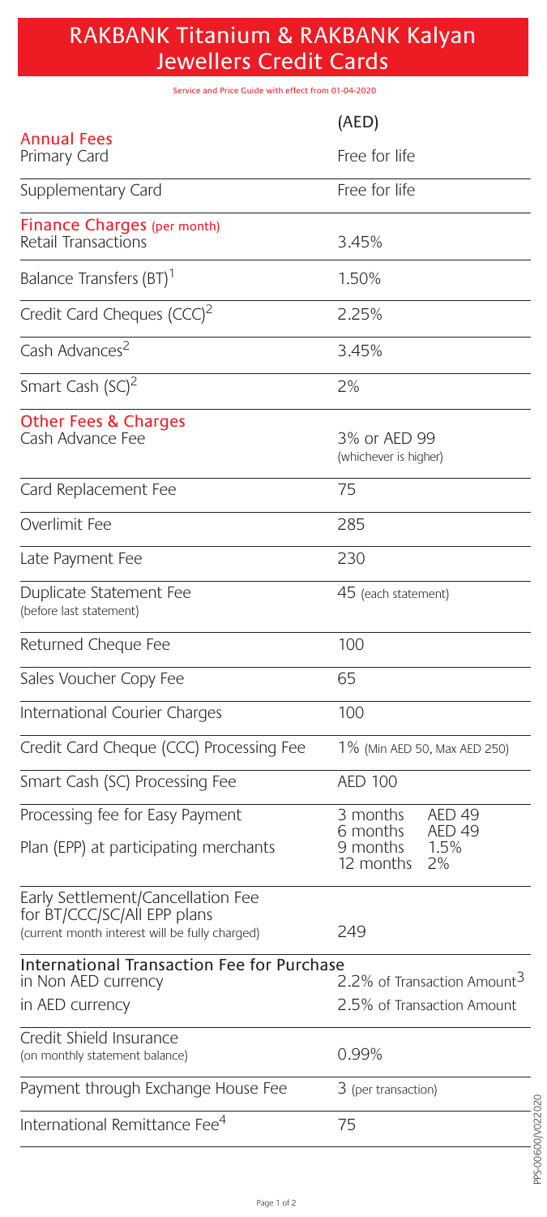# RAKBANK Titanium & RAKBANK Kalyan Jewellers Credit Cards

Service and Price Guide with effect from 01-04-2020

| | (AED) |
|---|---|
| **Annual Fees** | |
| Primary Card | Free for life |
| Supplementary Card | Free for life |
| **Finance Charges** (per month) | |
| Retail Transactions | 3.45% |
| Balance Transfers (BT)[1] | 1.50% |
| Credit Card Cheques (CCC)[2] | 2.25% |
| Cash Advances[2] | 3.45% |
| Smart Cash (SC)[2] | 2% |
| **Other Fees & Charges** | |
| Cash Advance Fee | 3% or AED 99 (whichever is higher) |
| Card Replacement Fee | 75 |
| Overlimit Fee | 285 |
| Late Payment Fee | 230 |
| Duplicate Statement Fee (before last statement) | 45 (each statement) |
| Returned Cheque Fee | 100 |
| Sales Voucher Copy Fee | 65 |
| International Courier Charges | 100 |
| Credit Card Cheque (CCC) Processing Fee | 1% (Min AED 50, Max AED 250) |
| Smart Cash (SC) Processing Fee | AED 100 |
| Processing fee for Easy Payment Plan (EPP) at participating merchants | 3 months AED 49<br>6 months AED 49<br>9 months 1.5%<br>12 months 2% |
| Early Settlement/Cancellation Fee for BT/CCC/SC/All EPP plans (current month interest will be fully charged) | 249 |
| **International Transaction Fee for Purchase** | |
| in Non AED currency | 2.2% of Transaction Amount[3] |
| in AED currency | 2.5% of Transaction Amount |
| Credit Shield Insurance (on monthly statement balance) | 0.99% |
| Payment through Exchange House Fee | 3 (per transaction) |
| International Remittance Fee[4] | 75 |

PPS-00600/V022020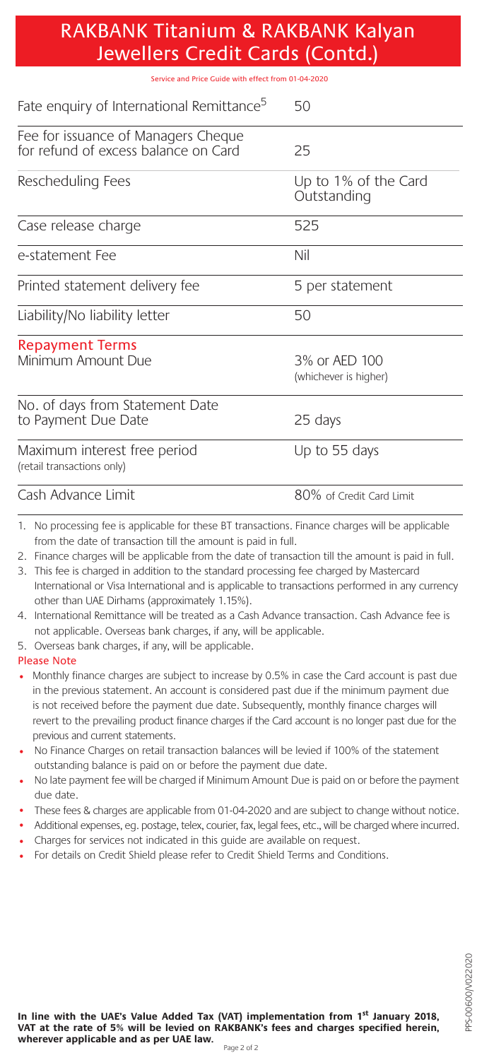# RAKBANK Titanium & RAKBANK Kalyan Jewellers Credit Cards (Contd.)

Service and Price Guide with effect from 01-04-2020

| | |
|---|---|
| Fate enquiry of International Remittance[5] | 50 |
| Fee for issuance of Managers Cheque for refund of excess balance on Card | 25 |
| Rescheduling Fees | Up to 1% of the Card Outstanding |
| Case release charge | 525 |
| e-statement Fee | Nil |
| Printed statement delivery fee | 5 per statement |
| Liability/No liability letter | 50 |
| **Repayment Terms** Minimum Amount Due | 3% or AED 100 (whichever is higher) |
| No. of days from Statement Date to Payment Due Date | 25 days |
| Maximum interest free period (retail transactions only) | Up to 55 days |
| Cash Advance Limit | 80% of Credit Card Limit |

1. No processing fee is applicable for these BT transactions. Finance charges will be applicable from the date of transaction till the amount is paid in full.
2. Finance charges will be applicable from the date of transaction till the amount is paid in full.
3. This fee is charged in addition to the standard processing fee charged by Mastercard International or Visa International and is applicable to transactions performed in any currency other than UAE Dirhams (approximately 1.15%).
4. International Remittance will be treated as a Cash Advance transaction. Cash Advance fee is not applicable. Overseas bank charges, if any, will be applicable.
5. Overseas bank charges, if any, will be applicable.

**Please Note**

- Monthly finance charges are subject to increase by 0.5% in case the Card account is past due in the previous statement. An account is considered past due if the minimum payment due is not received before the payment due date. Subsequently, monthly finance charges will revert to the prevailing product finance charges if the Card account is no longer past due for the previous and current statements.
- No Finance Charges on retail transaction balances will be levied if 100% of the statement outstanding balance is paid on or before the payment due date.
- No late payment fee will be charged if Minimum Amount Due is paid on or before the payment due date.
- These fees & charges are applicable from 01-04-2020 and are subject to change without notice.
- Additional expenses, eg. postage, telex, courier, fax, legal fees, etc., will be charged where incurred.
- Charges for services not indicated in this guide are available on request.
- For details on Credit Shield please refer to Credit Shield Terms and Conditions.

**In line with the UAE's Value Added Tax (VAT) implementation from 1st January 2018, VAT at the rate of 5% will be levied on RAKBANK's fees and charges specified herein, wherever applicable and as per UAE law.**

PPS-00600/V022020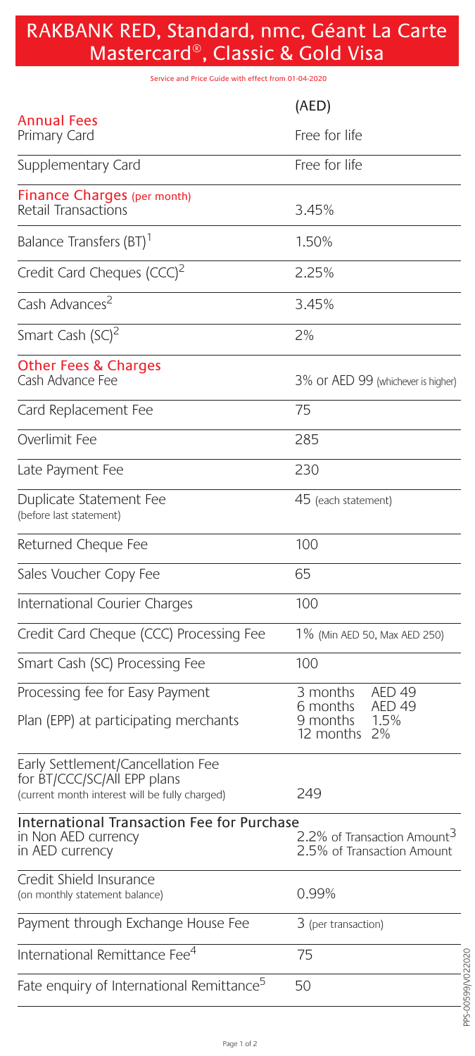# RAKBANK RED, Standard, nmc, Géant La Carte Mastercard®, Classic & Gold Visa

Service and Price Guide with effect from 01-04-2020

| | (AED) |
|---|---|
| **Annual Fees** | |
| Primary Card | Free for life |
| Supplementary Card | Free for life |
| **Finance Charges (per month)** | |
| Retail Transactions | 3.45% |
| Balance Transfers (BT)[1] | 1.50% |
| Credit Card Cheques (CCC)[2] | 2.25% |
| Cash Advances[2] | 3.45% |
| Smart Cash (SC)[2] | 2% |
| **Other Fees & Charges** | |
| Cash Advance Fee | 3% or AED 99 (whichever is higher) |
| Card Replacement Fee | 75 |
| Overlimit Fee | 285 |
| Late Payment Fee | 230 |
| Duplicate Statement Fee (before last statement) | 45 (each statement) |
| Returned Cheque Fee | 100 |
| Sales Voucher Copy Fee | 65 |
| International Courier Charges | 100 |
| Credit Card Cheque (CCC) Processing Fee | 1% (Min AED 50, Max AED 250) |
| Smart Cash (SC) Processing Fee | 100 |
| Processing fee for Easy Payment Plan (EPP) at participating merchants | 3 months AED 49<br>6 months AED 49<br>9 months 1.5%<br>12 months 2% |
| Early Settlement/Cancellation Fee for BT/CCC/SC/All EPP plans (current month interest will be fully charged) | 249 |
| International Transaction Fee for Purchase | |
| in Non AED currency | 2.2% of Transaction Amount[3] |
| in AED currency | 2.5% of Transaction Amount |
| Credit Shield Insurance (on monthly statement balance) | 0.99% |
| Payment through Exchange House Fee | 3 (per transaction) |
| International Remittance Fee[4] | 75 |
| Fate enquiry of International Remittance[5] | 50 |

PPS-00599/V022020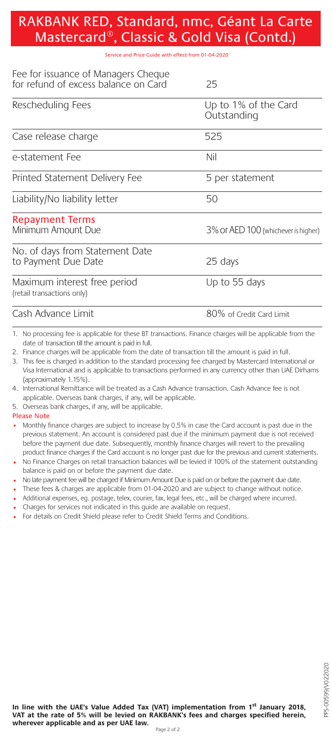# RAKBANK RED, Standard, nmc, Géant La Carte Mastercard®, Classic & Gold Visa (Contd.)

Service and Price Guide with effect from 01-04-2020

| | |
|---|---|
| Fee for issuance of Managers Cheque for refund of excess balance on Card | 25 |
| Rescheduling Fees | Up to 1% of the Card Outstanding |
| Case release charge | 525 |
| e-statement Fee | Nil |
| Printed Statement Delivery Fee | 5 per statement |
| Liability/No liability letter | 50 |
| **Repayment Terms** Minimum Amount Due | 3% or AED 100 (whichever is higher) |
| No. of days from Statement Date to Payment Due Date | 25 days |
| Maximum interest free period (retail transactions only) | Up to 55 days |
| Cash Advance Limit | 80% of Credit Card Limit |

1. No processing fee is applicable for these BT transactions. Finance charges will be applicable from the date of transaction till the amount is paid in full.
2. Finance charges will be applicable from the date of transaction till the amount is paid in full.
3. This fee is charged in addition to the standard processing fee charged by Mastercard International or Visa International and is applicable to transactions performed in any currency other than UAE Dirhams (approximately 1.15%).
4. International Remittance will be treated as a Cash Advance transaction. Cash Advance fee is not applicable. Overseas bank charges, if any, will be applicable.
5. Overseas bank charges, if any, will be applicable.

**Please Note**

- Monthly finance charges are subject to increase by 0.5% in case the Card account is past due in the previous statement. An account is considered past due if the minimum payment due is not received before the payment due date. Subsequently, monthly finance charges will revert to the prevailing product finance charges if the Card account is no longer past due for the previous and current statements.
- No Finance Charges on retail transaction balances will be levied if 100% of the statement outstanding balance is paid on or before the payment due date.
- No late payment fee will be charged if Minimum Amount Due is paid on or before the payment due date.
- These fees & charges are applicable from 01-04-2020 and are subject to change without notice.
- Additional expenses, eg. postage, telex, courier, fax, legal fees, etc., will be charged where incurred.
- Charges for services not indicated in this guide are available on request.
- For details on Credit Shield please refer to Credit Shield Terms and Conditions.

**In line with the UAE's Value Added Tax (VAT) implementation from 1st January 2018, VAT at the rate of 5% will be levied on RAKBANK's fees and charges specified herein, wherever applicable and as per UAE law.**

PPS-00599/V022020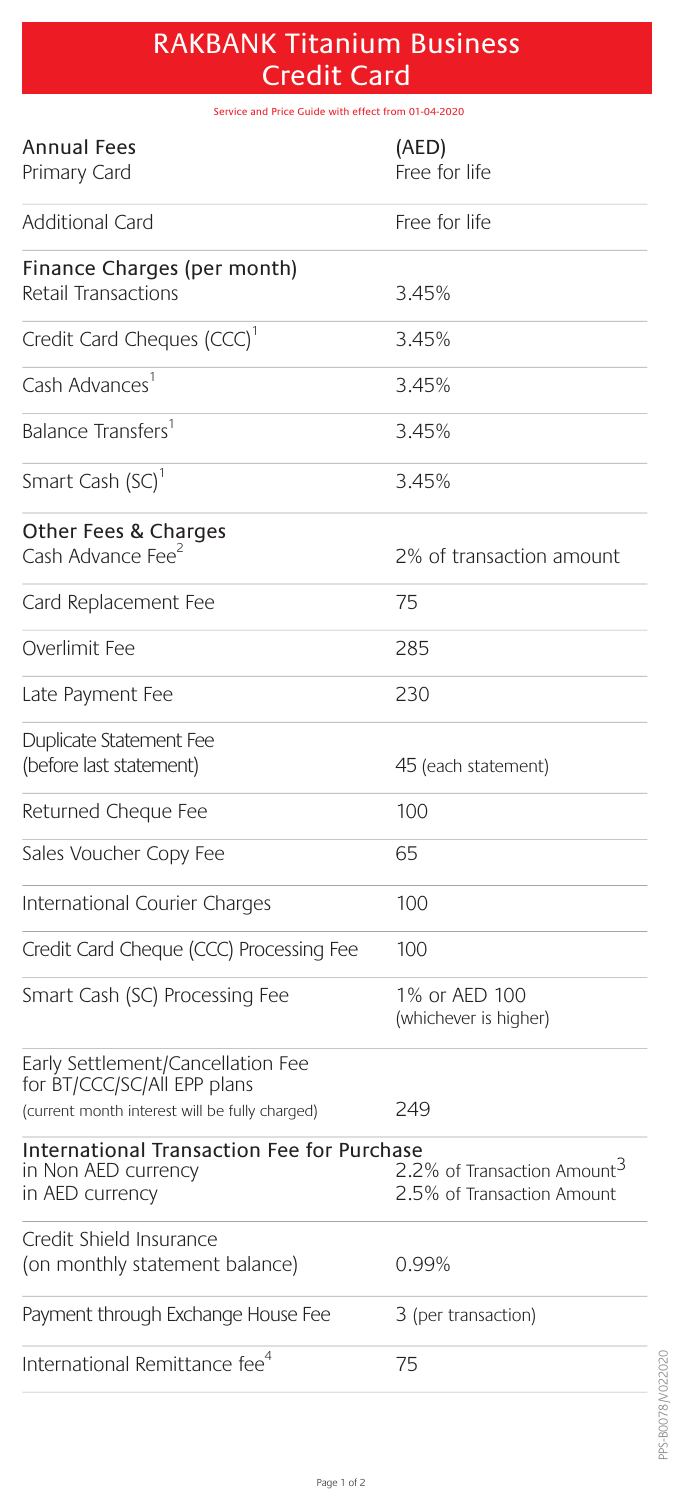# RAKBANK Titanium Business Credit Card

Service and Price Guide with effect from 01-04-2020

| Annual Fees | (AED) |
|---|---|
| Primary Card | Free for life |
| Additional Card | Free for life |
| **Finance Charges (per month)** | |
| Retail Transactions | 3.45% |
| Credit Card Cheques (CCC)[1] | 3.45% |
| Cash Advances[1] | 3.45% |
| Balance Transfers[1] | 3.45% |
| Smart Cash (SC)[1] | 3.45% |
| **Other Fees & Charges** | |
| Cash Advance Fee[2] | 2% of transaction amount |
| Card Replacement Fee | 75 |
| Overlimit Fee | 285 |
| Late Payment Fee | 230 |
| Duplicate Statement Fee (before last statement) | 45 (each statement) |
| Returned Cheque Fee | 100 |
| Sales Voucher Copy Fee | 65 |
| International Courier Charges | 100 |
| Credit Card Cheque (CCC) Processing Fee | 100 |
| Smart Cash (SC) Processing Fee | 1% or AED 100 (whichever is higher) |
| Early Settlement/Cancellation Fee for BT/CCC/SC/All EPP plans (current month interest will be fully charged) | 249 |
| **International Transaction Fee for Purchase** | |
| in Non AED currency | 2.2% of Transaction Amount[3] |
| in AED currency | 2.5% of Transaction Amount |
| Credit Shield Insurance (on monthly statement balance) | 0.99% |
| Payment through Exchange House Fee | 3 (per transaction) |
| International Remittance fee[4] | 75 |

PPS-B0078/V022020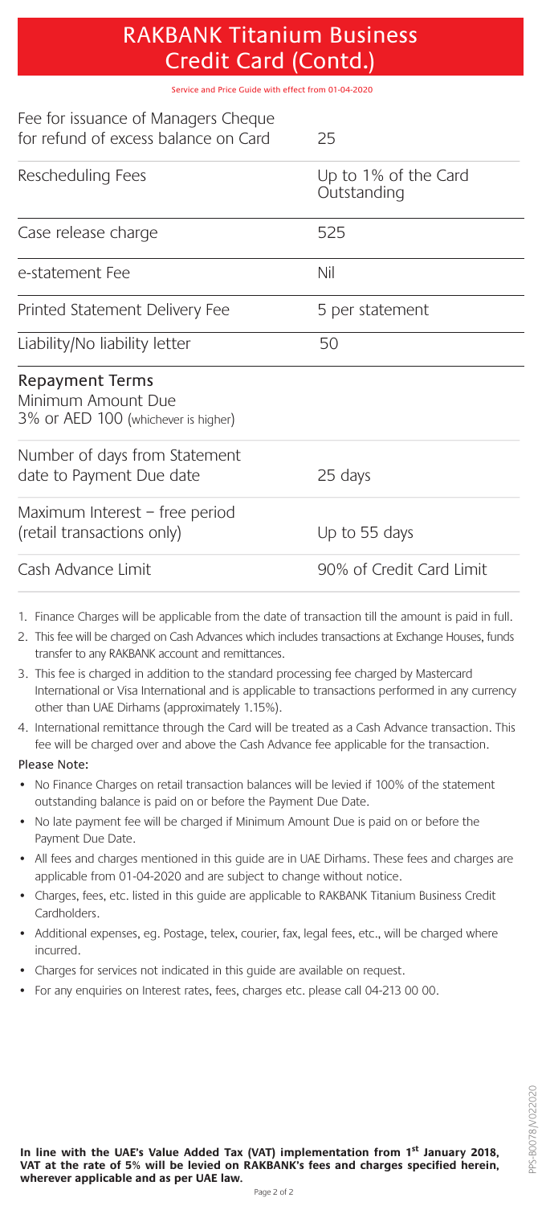# RAKBANK Titanium Business Credit Card (Contd.)

Service and Price Guide with effect from 01-04-2020

| | |
|---|---|
| Fee for issuance of Managers Cheque for refund of excess balance on Card | 25 |
| Rescheduling Fees | Up to 1% of the Card Outstanding |
| Case release charge | 525 |
| e-statement Fee | Nil |
| Printed Statement Delivery Fee | 5 per statement |
| Liability/No liability letter | 50 |
| **Repayment Terms** | |
| Minimum Amount Due 3% or AED 100 (whichever is higher) | |
| Number of days from Statement date to Payment Due date | 25 days |
| Maximum Interest – free period (retail transactions only) | Up to 55 days |
| Cash Advance Limit | 90% of Credit Card Limit |

1. Finance Charges will be applicable from the date of transaction till the amount is paid in full.
2. This fee will be charged on Cash Advances which includes transactions at Exchange Houses, funds transfer to any RAKBANK account and remittances.
3. This fee is charged in addition to the standard processing fee charged by Mastercard International or Visa International and is applicable to transactions performed in any currency other than UAE Dirhams (approximately 1.15%).
4. International remittance through the Card will be treated as a Cash Advance transaction. This fee will be charged over and above the Cash Advance fee applicable for the transaction.

Please Note:

- No Finance Charges on retail transaction balances will be levied if 100% of the statement outstanding balance is paid on or before the Payment Due Date.
- No late payment fee will be charged if Minimum Amount Due is paid on or before the Payment Due Date.
- All fees and charges mentioned in this guide are in UAE Dirhams. These fees and charges are applicable from 01-04-2020 and are subject to change without notice.
- Charges, fees, etc. listed in this guide are applicable to RAKBANK Titanium Business Credit Cardholders.
- Additional expenses, eg. Postage, telex, courier, fax, legal fees, etc., will be charged where incurred.
- Charges for services not indicated in this guide are available on request.
- For any enquiries on Interest rates, fees, charges etc. please call 04-213 00 00.

**In line with the UAE's Value Added Tax (VAT) implementation from 1st January 2018, VAT at the rate of 5% will be levied on RAKBANK's fees and charges specified herein, wherever applicable and as per UAE law.**

PPS-B0078/V022020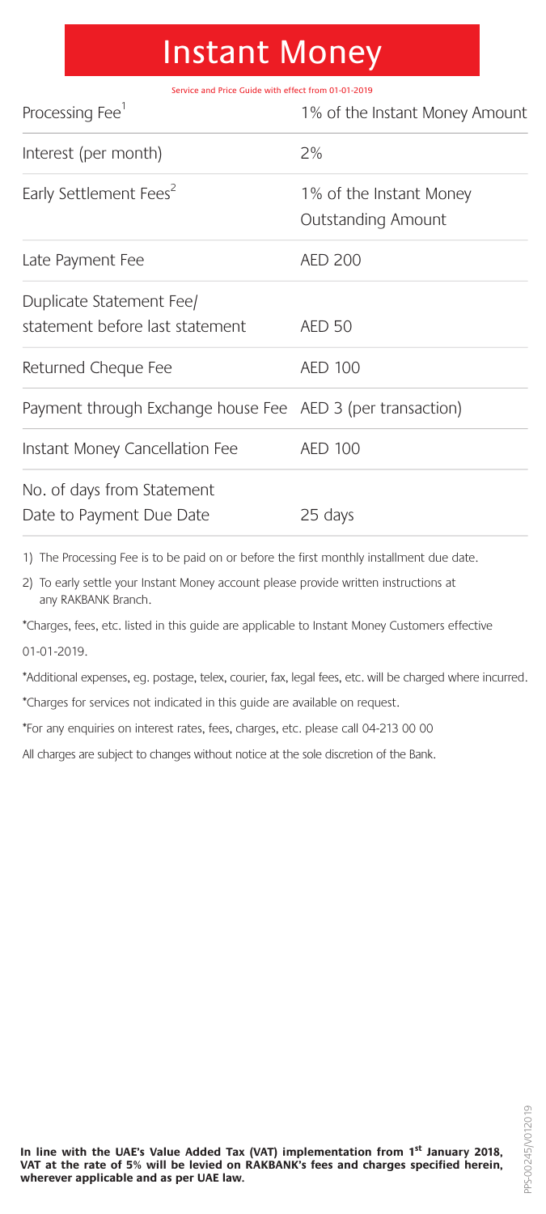# Instant Money

Service and Price Guide with effect from 01-01-2019

| | |
|---|---|
| Processing Fee[1] | 1% of the Instant Money Amount |
| Interest (per month) | 2% |
| Early Settlement Fees[2] | 1% of the Instant Money Outstanding Amount |
| Late Payment Fee | AED 200 |
| Duplicate Statement Fee/ statement before last statement | AED 50 |
| Returned Cheque Fee | AED 100 |
| Payment through Exchange house Fee | AED 3 (per transaction) |
| Instant Money Cancellation Fee | AED 100 |
| No. of days from Statement Date to Payment Due Date | 25 days |

1) The Processing Fee is to be paid on or before the first monthly installment due date.

2) To early settle your Instant Money account please provide written instructions at any RAKBANK Branch.

*Charges, fees, etc. listed in this guide are applicable to Instant Money Customers effective 01-01-2019.

*Additional expenses, eg. postage, telex, courier, fax, legal fees, etc. will be charged where incurred.

*Charges for services not indicated in this guide are available on request.

*For any enquiries on interest rates, fees, charges, etc. please call 04-213 00 00

All charges are subject to changes without notice at the sole discretion of the Bank.

**In line with the UAE's Value Added Tax (VAT) implementation from 1st January 2018, VAT at the rate of 5% will be levied on RAKBANK's fees and charges specified herein, wherever applicable and as per UAE law.**

PPS-00245/V012019